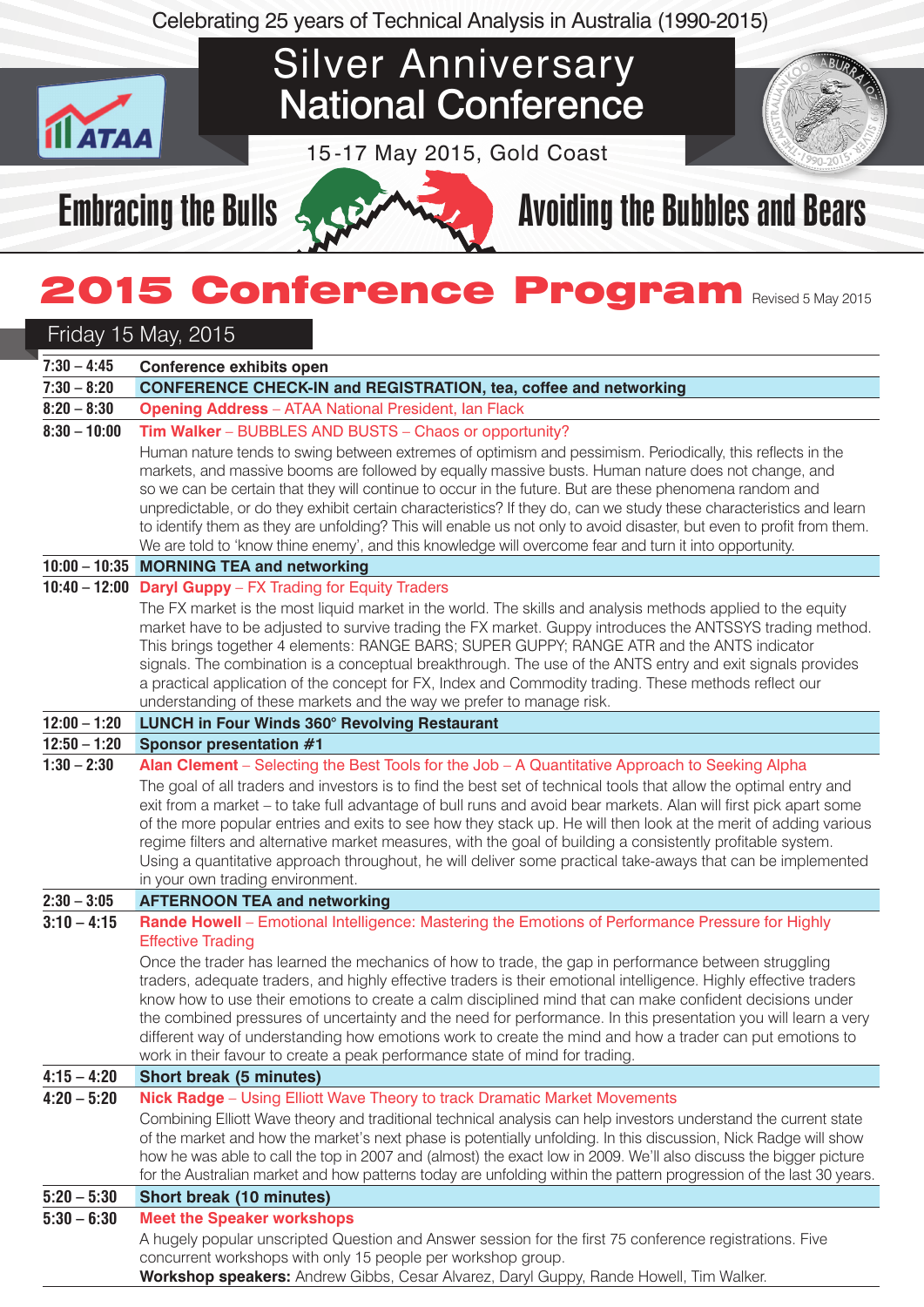Celebrating 25 years of Technical Analysis in Australia (1990-2015)

# Silver Anniversary National Conference

15-17 May 2015, Gold Coast

## Embracing the Bulls — Avoiding the Bubbles and Bears

# 2015 Conference Program

Revised 5 May 2015

## Friday 15 May, 2015

| Time | Session |
|---|---|
| 7:30 – 4:45 | **Conference exhibits open** |
| 7:30 – 8:20 | **CONFERENCE CHECK-IN and REGISTRATION, tea, coffee and networking** |
| 8:20 – 8:30 | **Opening Address** – ATAA National President, Ian Flack |
| 8:30 – 10:00 | **Tim Walker** – BUBBLES AND BUSTS – Chaos or opportunity?<br>Human nature tends to swing between extremes of optimism and pessimism. Periodically, this reflects in the markets, and massive booms are followed by equally massive busts. Human nature does not change, and so we can be certain that they will continue to occur in the future. But are these phenomena random and unpredictable, or do they exhibit certain characteristics? If they do, can we study these characteristics and learn to identify them as they are unfolding? This will enable us not only to avoid disaster, but even to profit from them. We are told to 'know thine enemy', and this knowledge will overcome fear and turn it into opportunity. |
| 10:00 – 10:35 | **MORNING TEA and networking** |
| 10:40 – 12:00 | **Daryl Guppy** – FX Trading for Equity Traders<br>The FX market is the most liquid market in the world. The skills and analysis methods applied to the equity market have to be adjusted to survive trading the FX market. Guppy introduces the ANTSSYS trading method. This brings together 4 elements: RANGE BARS; SUPER GUPPY; RANGE ATR and the ANTS indicator signals. The combination is a conceptual breakthrough. The use of the ANTS entry and exit signals provides a practical application of the concept for FX, Index and Commodity trading. These methods reflect our understanding of these markets and the way we prefer to manage risk. |
| 12:00 – 1:20 | **LUNCH in Four Winds 360° Revolving Restaurant** |
| 12:50 – 1:20 | **Sponsor presentation #1** |
| 1:30 – 2:30 | **Alan Clement** – Selecting the Best Tools for the Job – A Quantitative Approach to Seeking Alpha<br>The goal of all traders and investors is to find the best set of technical tools that allow the optimal entry and exit from a market – to take full advantage of bull runs and avoid bear markets. Alan will first pick apart some of the more popular entries and exits to see how they stack up. He will then look at the merit of adding various regime filters and alternative market measures, with the goal of building a consistently profitable system. Using a quantitative approach throughout, he will deliver some practical take-aways that can be implemented in your own trading environment. |
| 2:30 – 3:05 | **AFTERNOON TEA and networking** |
| 3:10 – 4:15 | **Rande Howell** – Emotional Intelligence: Mastering the Emotions of Performance Pressure for Highly Effective Trading<br>Once the trader has learned the mechanics of how to trade, the gap in performance between struggling traders, adequate traders, and highly effective traders is their emotional intelligence. Highly effective traders know how to use their emotions to create a calm disciplined mind that can make confident decisions under the combined pressures of uncertainty and the need for performance. In this presentation you will learn a very different way of understanding how emotions work to create the mind and how a trader can put emotions to work in their favour to create a peak performance state of mind for trading. |
| 4:15 – 4:20 | **Short break (5 minutes)** |
| 4:20 – 5:20 | **Nick Radge** – Using Elliott Wave Theory to track Dramatic Market Movements<br>Combining Elliott Wave theory and traditional technical analysis can help investors understand the current state of the market and how the market's next phase is potentially unfolding. In this discussion, Nick Radge will show how he was able to call the top in 2007 and (almost) the exact low in 2009. We'll also discuss the bigger picture for the Australian market and how patterns today are unfolding within the pattern progression of the last 30 years. |
| 5:20 – 5:30 | **Short break (10 minutes)** |
| 5:30 – 6:30 | **Meet the Speaker workshops**<br>A hugely popular unscripted Question and Answer session for the first 75 conference registrations. Five concurrent workshops with only 15 people per workshop group.<br>**Workshop speakers:** Andrew Gibbs, Cesar Alvarez, Daryl Guppy, Rande Howell, Tim Walker. |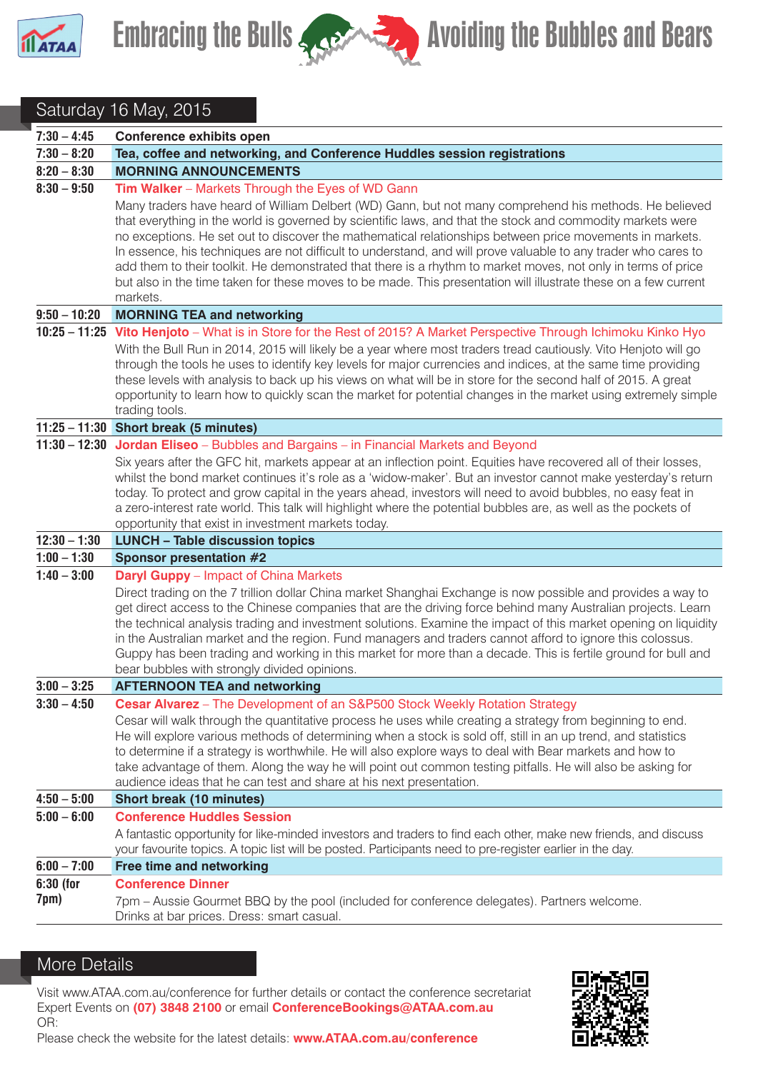# Embracing the Bulls — Avoiding the Bubbles and Bears

## Saturday 16 May, 2015

| Time | Session |
|---|---|
| 7:30 – 4:45 | **Conference exhibits open** |
| 7:30 – 8:20 | **Tea, coffee and networking, and Conference Huddles session registrations** |
| 8:20 – 8:30 | **MORNING ANNOUNCEMENTS** |
| 8:30 – 9:50 | **Tim Walker** – Markets Through the Eyes of WD Gann<br>Many traders have heard of William Delbert (WD) Gann, but not many comprehend his methods. He believed that everything in the world is governed by scientific laws, and that the stock and commodity markets were no exceptions. He set out to discover the mathematical relationships between price movements in markets. In essence, his techniques are not difficult to understand, and will prove valuable to any trader who cares to add them to their toolkit. He demonstrated that there is a rhythm to market moves, not only in terms of price but also in the time taken for these moves to be made. This presentation will illustrate these on a few current markets. |
| 9:50 – 10:20 | **MORNING TEA and networking** |
| 10:25 – 11:25 | **Vito Henjoto** – What is in Store for the Rest of 2015? A Market Perspective Through Ichimoku Kinko Hyo<br>With the Bull Run in 2014, 2015 will likely be a year where most traders tread cautiously. Vito Henjoto will go through the tools he uses to identify key levels for major currencies and indices, at the same time providing these levels with analysis to back up his views on what will be in store for the second half of 2015. A great opportunity to learn how to quickly scan the market for potential changes in the market using extremely simple trading tools. |
| 11:25 – 11:30 | **Short break (5 minutes)** |
| 11:30 – 12:30 | **Jordan Eliseo** – Bubbles and Bargains – in Financial Markets and Beyond<br>Six years after the GFC hit, markets appear at an inflection point. Equities have recovered all of their losses, whilst the bond market continues it's role as a 'widow-maker'. But an investor cannot make yesterday's return today. To protect and grow capital in the years ahead, investors will need to avoid bubbles, no easy feat in a zero-interest rate world. This talk will highlight where the potential bubbles are, as well as the pockets of opportunity that exist in investment markets today. |
| 12:30 – 1:30 | **LUNCH – Table discussion topics** |
| 1:00 – 1:30 | **Sponsor presentation #2** |
| 1:40 – 3:00 | **Daryl Guppy** – Impact of China Markets<br>Direct trading on the 7 trillion dollar China market Shanghai Exchange is now possible and provides a way to get direct access to the Chinese companies that are the driving force behind many Australian projects. Learn the technical analysis trading and investment solutions. Examine the impact of this market opening on liquidity in the Australian market and the region. Fund managers and traders cannot afford to ignore this colossus. Guppy has been trading and working in this market for more than a decade. This is fertile ground for bull and bear bubbles with strongly divided opinions. |
| 3:00 – 3:25 | **AFTERNOON TEA and networking** |
| 3:30 – 4:50 | **Cesar Alvarez** – The Development of an S&P500 Stock Weekly Rotation Strategy<br>Cesar will walk through the quantitative process he uses while creating a strategy from beginning to end. He will explore various methods of determining when a stock is sold off, still in an up trend, and statistics to determine if a strategy is worthwhile. He will also explore ways to deal with Bear markets and how to take advantage of them. Along the way he will point out common testing pitfalls. He will also be asking for audience ideas that he can test and share at his next presentation. |
| 4:50 – 5:00 | **Short break (10 minutes)** |
| 5:00 – 6:00 | **Conference Huddles Session**<br>A fantastic opportunity for like-minded investors and traders to find each other, make new friends, and discuss your favourite topics. A topic list will be posted. Participants need to pre-register earlier in the day. |
| 6:00 – 7:00 | **Free time and networking** |
| 6:30 (for 7pm) | **Conference Dinner**<br>7pm – Aussie Gourmet BBQ by the pool (included for conference delegates). Partners welcome. Drinks at bar prices. Dress: smart casual. |

## More Details

Visit www.ATAA.com.au/conference for further details or contact the conference secretariat Expert Events on **(07) 3848 2100** or email **ConferenceBookings@ATAA.com.au**

OR:

Please check the website for the latest details: **www.ATAA.com.au/conference**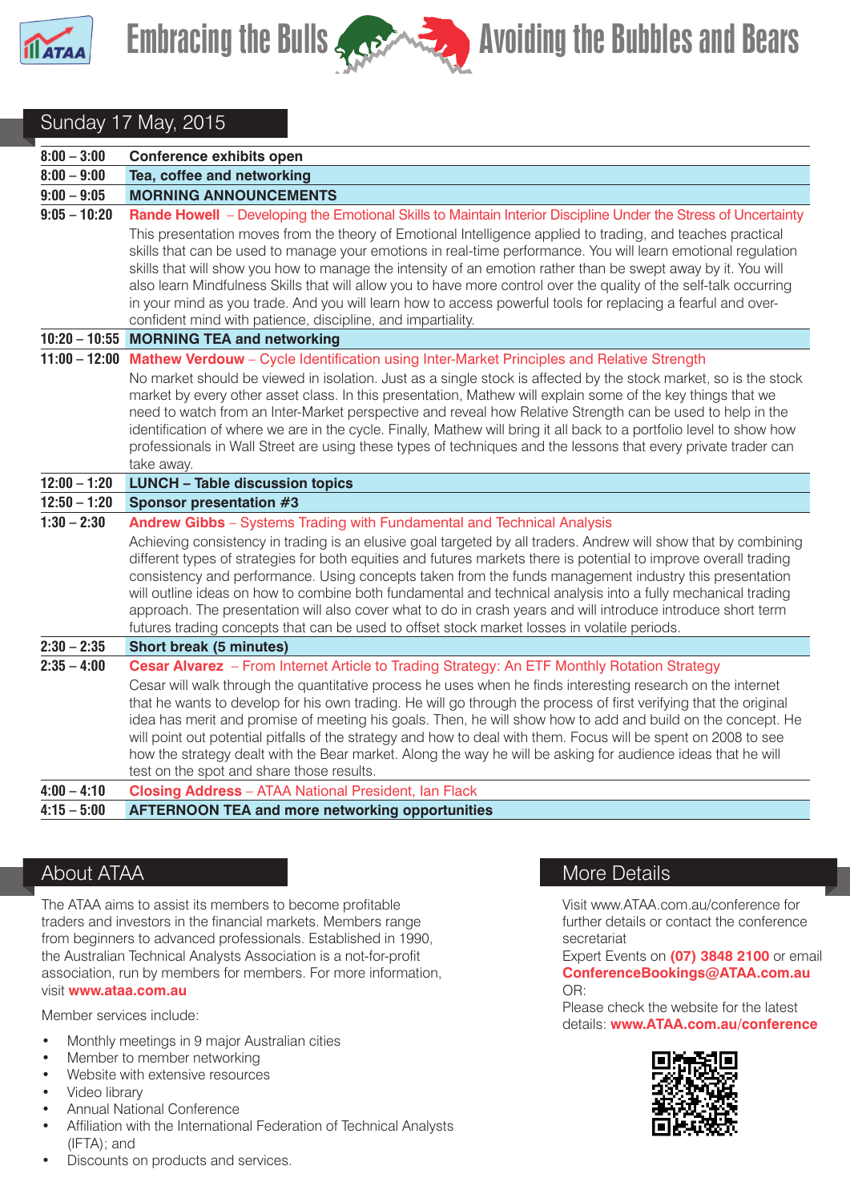# Embracing the Bulls — Avoiding the Bubbles and Bears

## Sunday 17 May, 2015

| | |
|---|---|
| **8:00 – 3:00** | **Conference exhibits open** |
| **8:00 – 9:00** | **Tea, coffee and networking** |
| **9:00 – 9:05** | **MORNING ANNOUNCEMENTS** |
| **9:05 – 10:20** | **Rande Howell** – Developing the Emotional Skills to Maintain Interior Discipline Under the Stress of Uncertainty<br>This presentation moves from the theory of Emotional Intelligence applied to trading, and teaches practical skills that can be used to manage your emotions in real-time performance. You will learn emotional regulation skills that will show you how to manage the intensity of an emotion rather than be swept away by it. You will also learn Mindfulness Skills that will allow you to have more control over the quality of the self-talk occurring in your mind as you trade. And you will learn how to access powerful tools for replacing a fearful and over-confident mind with patience, discipline, and impartiality. |
| **10:20 – 10:55** | **MORNING TEA and networking** |
| **11:00 – 12:00** | **Mathew Verdouw** – Cycle Identification using Inter-Market Principles and Relative Strength<br>No market should be viewed in isolation. Just as a single stock is affected by the stock market, so is the stock market by every other asset class. In this presentation, Mathew will explain some of the key things that we need to watch from an Inter-Market perspective and reveal how Relative Strength can be used to help in the identification of where we are in the cycle. Finally, Mathew will bring it all back to a portfolio level to show how professionals in Wall Street are using these types of techniques and the lessons that every private trader can take away. |
| **12:00 – 1:20** | **LUNCH – Table discussion topics** |
| **12:50 – 1:20** | **Sponsor presentation #3** |
| **1:30 – 2:30** | **Andrew Gibbs** – Systems Trading with Fundamental and Technical Analysis<br>Achieving consistency in trading is an elusive goal targeted by all traders. Andrew will show that by combining different types of strategies for both equities and futures markets there is potential to improve overall trading consistency and performance. Using concepts taken from the funds management industry this presentation will outline ideas on how to combine both fundamental and technical analysis into a fully mechanical trading approach. The presentation will also cover what to do in crash years and will introduce introduce short term futures trading concepts that can be used to offset stock market losses in volatile periods. |
| **2:30 – 2:35** | **Short break (5 minutes)** |
| **2:35 – 4:00** | **Cesar Alvarez** – From Internet Article to Trading Strategy: An ETF Monthly Rotation Strategy<br>Cesar will walk through the quantitative process he uses when he finds interesting research on the internet that he wants to develop for his own trading. He will go through the process of first verifying that the original idea has merit and promise of meeting his goals. Then, he will show how to add and build on the concept. He will point out potential pitfalls of the strategy and how to deal with them. Focus will be spent on 2008 to see how the strategy dealt with the Bear market. Along the way he will be asking for audience ideas that he will test on the spot and share those results. |
| **4:00 – 4:10** | **Closing Address** – ATAA National President, Ian Flack |
| **4:15 – 5:00** | **AFTERNOON TEA and more networking opportunities** |

## About ATAA

The ATAA aims to assist its members to become profitable traders and investors in the financial markets. Members range from beginners to advanced professionals. Established in 1990, the Australian Technical Analysts Association is a not-for-profit association, run by members for members. For more information, visit **www.ataa.com.au**

Member services include:

- Monthly meetings in 9 major Australian cities
- Member to member networking
- Website with extensive resources
- Video library
- Annual National Conference
- Affiliation with the International Federation of Technical Analysts (IFTA); and
- Discounts on products and services.

## More Details

Visit www.ATAA.com.au/conference for further details or contact the conference secretariat

Expert Events on **(07) 3848 2100** or email **ConferenceBookings@ATAA.com.au**

OR:

Please check the website for the latest details: **www.ATAA.com.au/conference**